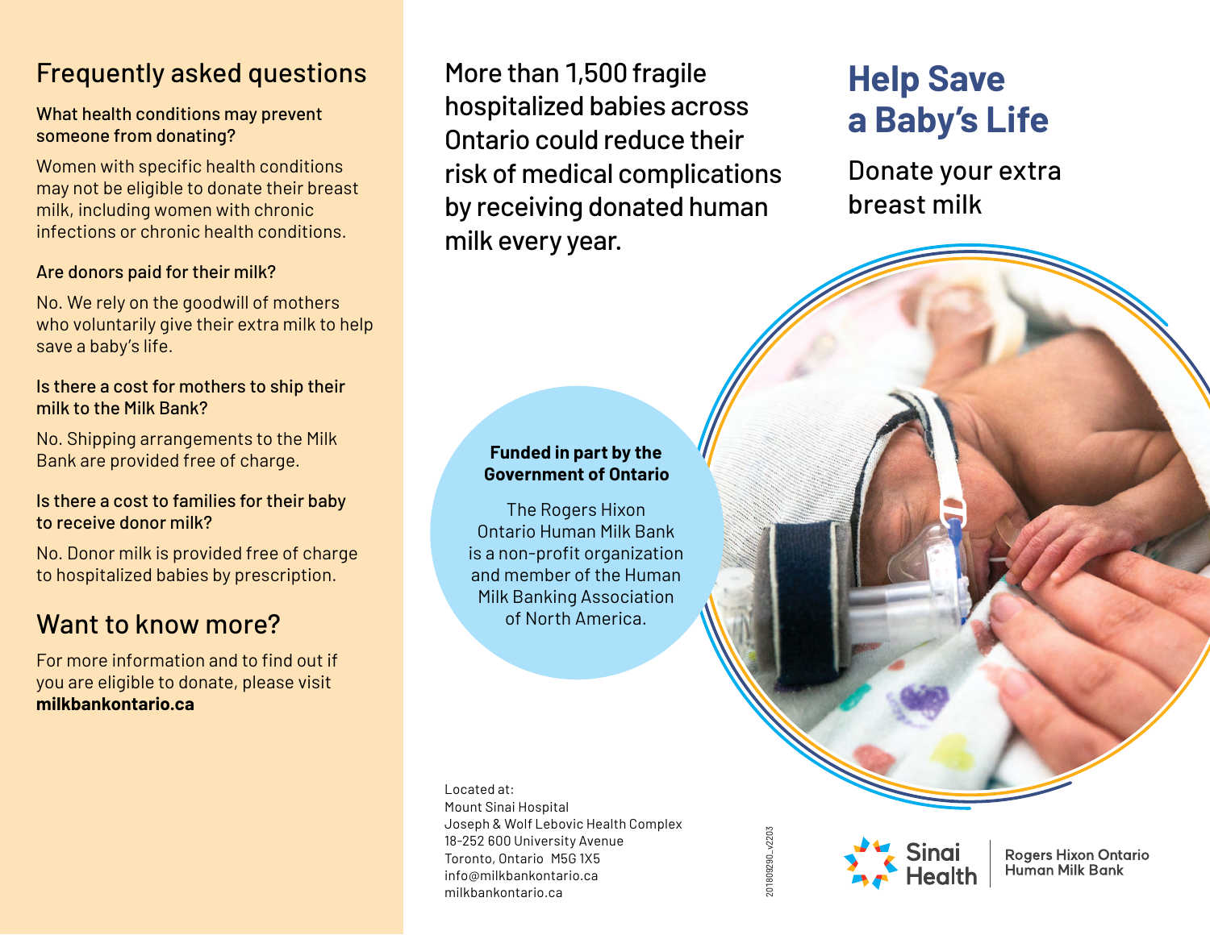## Frequently asked questions

**What health conditions may prevent someone from donating?**

Women with specific health conditions may not be eligible to donate their breast milk, including women with chronic infections or chronic health conditions.

**Are donors paid for their milk?**

No. We rely on the goodwill of mothers who voluntarily give their extra milk to help save a baby's life.

**Is there a cost for mothers to ship their milk to the Milk Bank?**

No. Shipping arrangements to the Milk Bank are provided free of charge.

**Is there a cost to families for their baby to receive donor milk?**

No. Donor milk is provided free of charge to hospitalized babies by prescription.

## Want to know more?

For more information and to find out if you are eligible to donate, please visit **milkbankontario.ca**

More than 1,500 fragile hospitalized babies across Ontario could reduce their risk of medical complications by receiving donated human milk every year.

**Funded in part by the Government of Ontario**

The Rogers Hixon Ontario Human Milk Bank is a non-profit organization and member of the Human Milk Banking Association of North America.

Located at:
Mount Sinai Hospital
Joseph & Wolf Lebovic Health Complex
18-252 600 University Avenue
Toronto, Ontario M5G 1X5
info@milkbankontario.ca
milkbankontario.ca

20180929O_V2203

# Help Save a Baby's Life

Donate your extra breast milk

Sinai Health | Rogers Hixon Ontario Human Milk Bank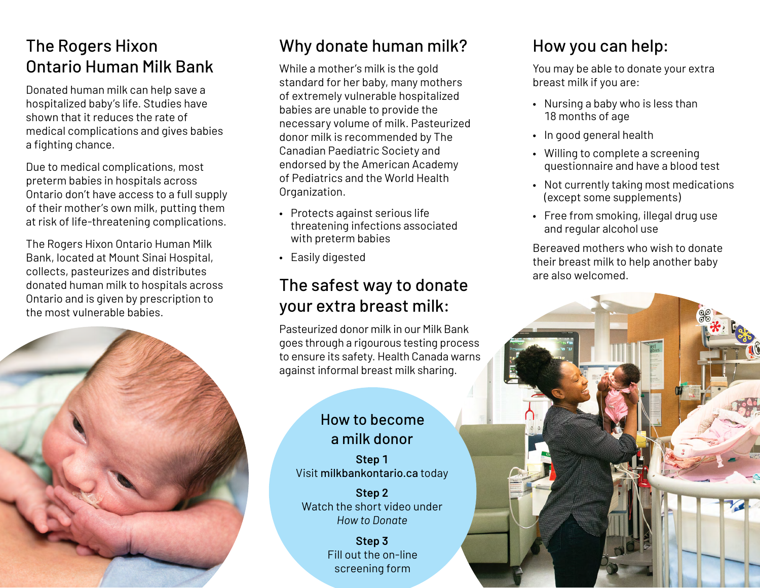## The Rogers Hixon Ontario Human Milk Bank

Donated human milk can help save a hospitalized baby's life. Studies have shown that it reduces the rate of medical complications and gives babies a fighting chance.

Due to medical complications, most preterm babies in hospitals across Ontario don't have access to a full supply of their mother's own milk, putting them at risk of life-threatening complications.

The Rogers Hixon Ontario Human Milk Bank, located at Mount Sinai Hospital, collects, pasteurizes and distributes donated human milk to hospitals across Ontario and is given by prescription to the most vulnerable babies.

## Why donate human milk?

While a mother's milk is the gold standard for her baby, many mothers of extremely vulnerable hospitalized babies are unable to provide the necessary volume of milk. Pasteurized donor milk is recommended by The Canadian Paediatric Society and endorsed by the American Academy of Pediatrics and the World Health Organization.

- Protects against serious life threatening infections associated with preterm babies
- Easily digested

## The safest way to donate your extra breast milk:

Pasteurized donor milk in our Milk Bank goes through a rigourous testing process to ensure its safety. Health Canada warns against informal breast milk sharing.

### How to become a milk donor

**Step 1**
Visit **milkbankontario.ca** today

**Step 2**
Watch the short video under *How to Donate*

**Step 3**
Fill out the on-line screening form

## How you can help:

You may be able to donate your extra breast milk if you are:

- Nursing a baby who is less than 18 months of age
- In good general health
- Willing to complete a screening questionnaire and have a blood test
- Not currently taking most medications (except some supplements)
- Free from smoking, illegal drug use and regular alcohol use

Bereaved mothers who wish to donate their breast milk to help another baby are also welcomed.